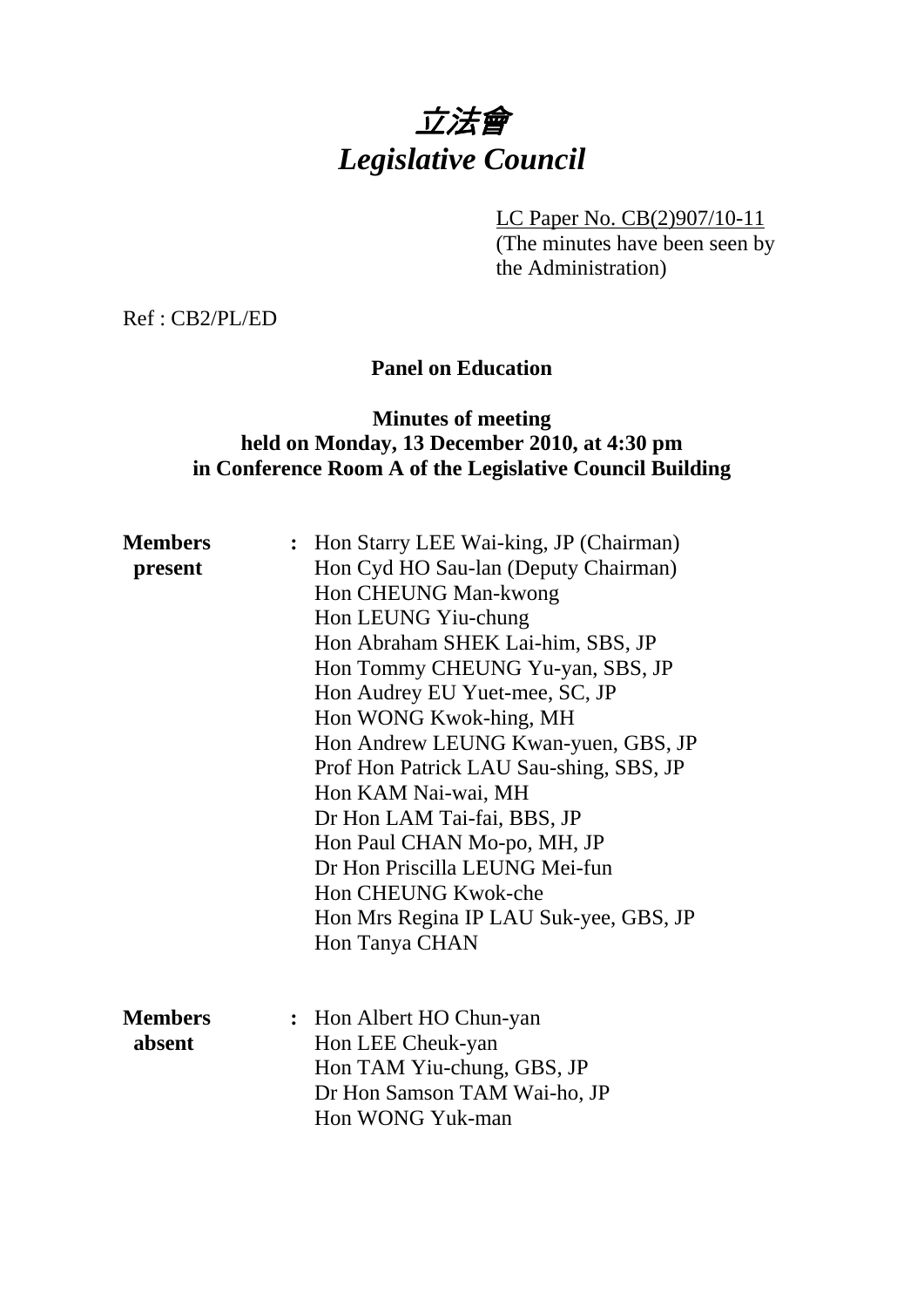# 立法會
# *Legislative Council*

LC Paper No. CB(2)907/10-11
(The minutes have been seen by the Administration)

Ref : CB2/PL/ED

**Panel on Education**

**Minutes of meeting**
**held on Monday, 13 December 2010, at 4:30 pm**
**in Conference Room A of the Legislative Council Building**

**Members present** :
Hon Starry LEE Wai-king, JP (Chairman)
Hon Cyd HO Sau-lan (Deputy Chairman)
Hon CHEUNG Man-kwong
Hon LEUNG Yiu-chung
Hon Abraham SHEK Lai-him, SBS, JP
Hon Tommy CHEUNG Yu-yan, SBS, JP
Hon Audrey EU Yuet-mee, SC, JP
Hon WONG Kwok-hing, MH
Hon Andrew LEUNG Kwan-yuen, GBS, JP
Prof Hon Patrick LAU Sau-shing, SBS, JP
Hon KAM Nai-wai, MH
Dr Hon LAM Tai-fai, BBS, JP
Hon Paul CHAN Mo-po, MH, JP
Dr Hon Priscilla LEUNG Mei-fun
Hon CHEUNG Kwok-che
Hon Mrs Regina IP LAU Suk-yee, GBS, JP
Hon Tanya CHAN

**Members absent** :
Hon Albert HO Chun-yan
Hon LEE Cheuk-yan
Hon TAM Yiu-chung, GBS, JP
Dr Hon Samson TAM Wai-ho, JP
Hon WONG Yuk-man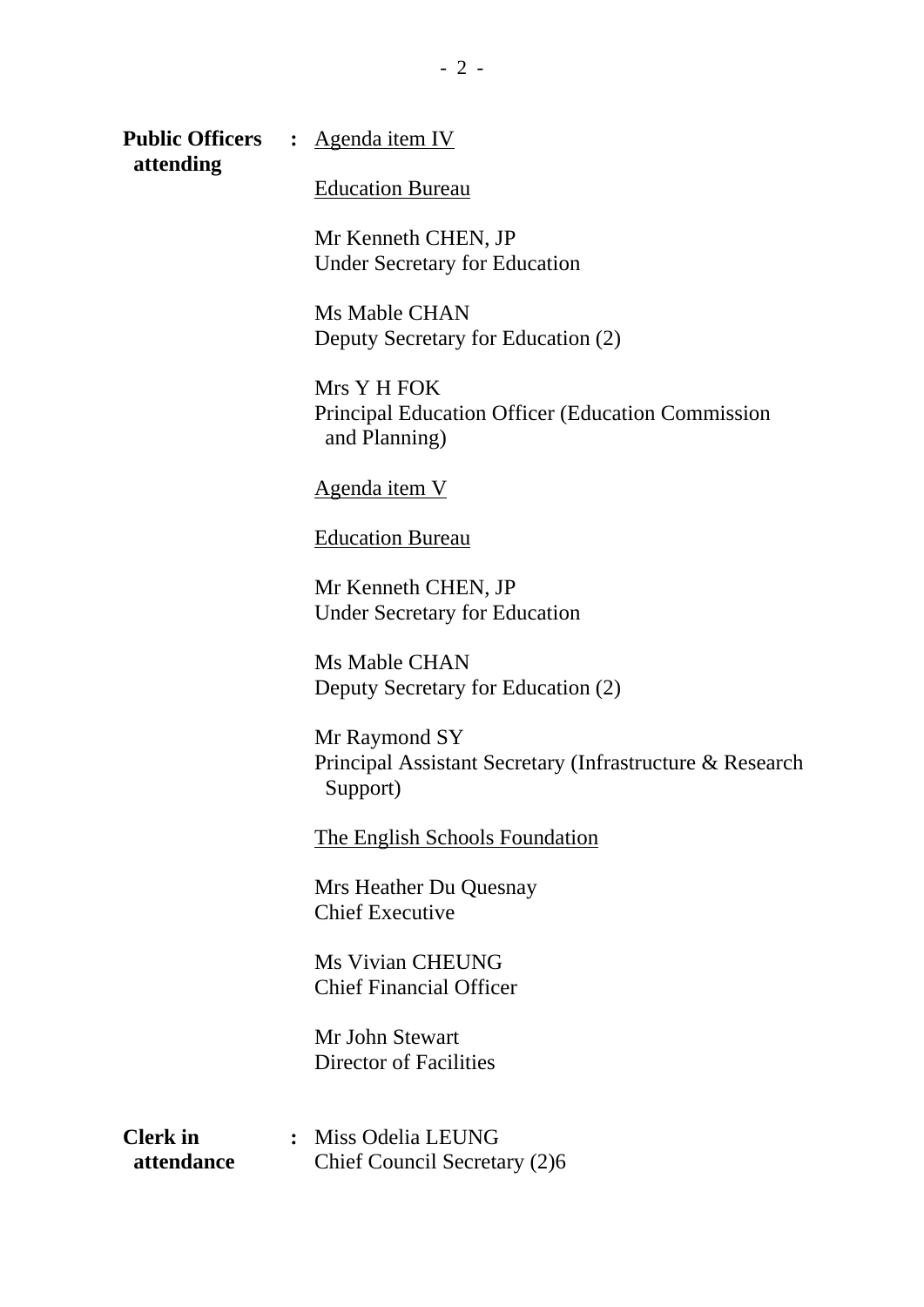**Public Officers attending** : Agenda item IV

Education Bureau

Mr Kenneth CHEN, JP
Under Secretary for Education

Ms Mable CHAN
Deputy Secretary for Education (2)

Mrs Y H FOK
Principal Education Officer (Education Commission and Planning)

Agenda item V

Education Bureau

Mr Kenneth CHEN, JP
Under Secretary for Education

Ms Mable CHAN
Deputy Secretary for Education (2)

Mr Raymond SY
Principal Assistant Secretary (Infrastructure & Research Support)

The English Schools Foundation

Mrs Heather Du Quesnay
Chief Executive

Ms Vivian CHEUNG
Chief Financial Officer

Mr John Stewart
Director of Facilities

**Clerk in attendance** : Miss Odelia LEUNG
Chief Council Secretary (2)6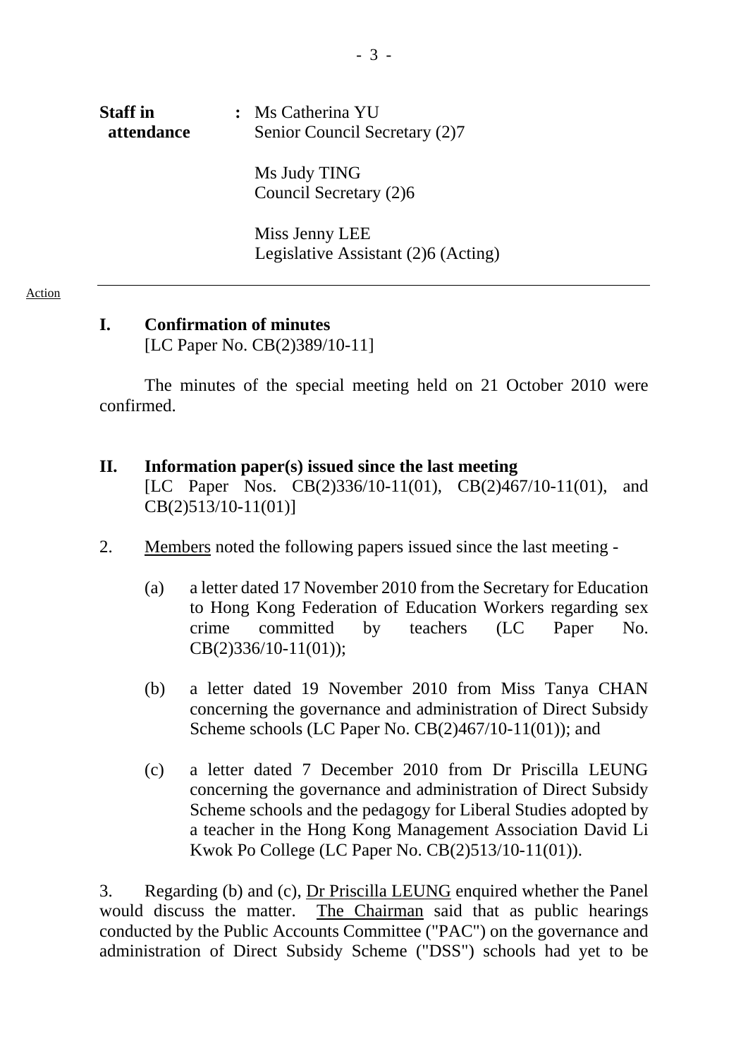| **Staff in attendance** | : | Ms Catherina YU<br>Senior Council Secretary (2)7<br><br>Ms Judy TING<br>Council Secretary (2)6<br><br>Miss Jenny LEE<br>Legislative Assistant (2)6 (Acting) |
|---|---|---|

Action

---

## I. Confirmation of minutes

[LC Paper No. CB(2)389/10-11]

The minutes of the special meeting held on 21 October 2010 were confirmed.

## II. Information paper(s) issued since the last meeting

[LC Paper Nos. CB(2)336/10-11(01), CB(2)467/10-11(01), and CB(2)513/10-11(01)]

2. Members noted the following papers issued since the last meeting -

   (a) a letter dated 17 November 2010 from the Secretary for Education to Hong Kong Federation of Education Workers regarding sex crime committed by teachers (LC Paper No. CB(2)336/10-11(01));

   (b) a letter dated 19 November 2010 from Miss Tanya CHAN concerning the governance and administration of Direct Subsidy Scheme schools (LC Paper No. CB(2)467/10-11(01)); and

   (c) a letter dated 7 December 2010 from Dr Priscilla LEUNG concerning the governance and administration of Direct Subsidy Scheme schools and the pedagogy for Liberal Studies adopted by a teacher in the Hong Kong Management Association David Li Kwok Po College (LC Paper No. CB(2)513/10-11(01)).

3. Regarding (b) and (c), Dr Priscilla LEUNG enquired whether the Panel would discuss the matter. The Chairman said that as public hearings conducted by the Public Accounts Committee ("PAC") on the governance and administration of Direct Subsidy Scheme ("DSS") schools had yet to be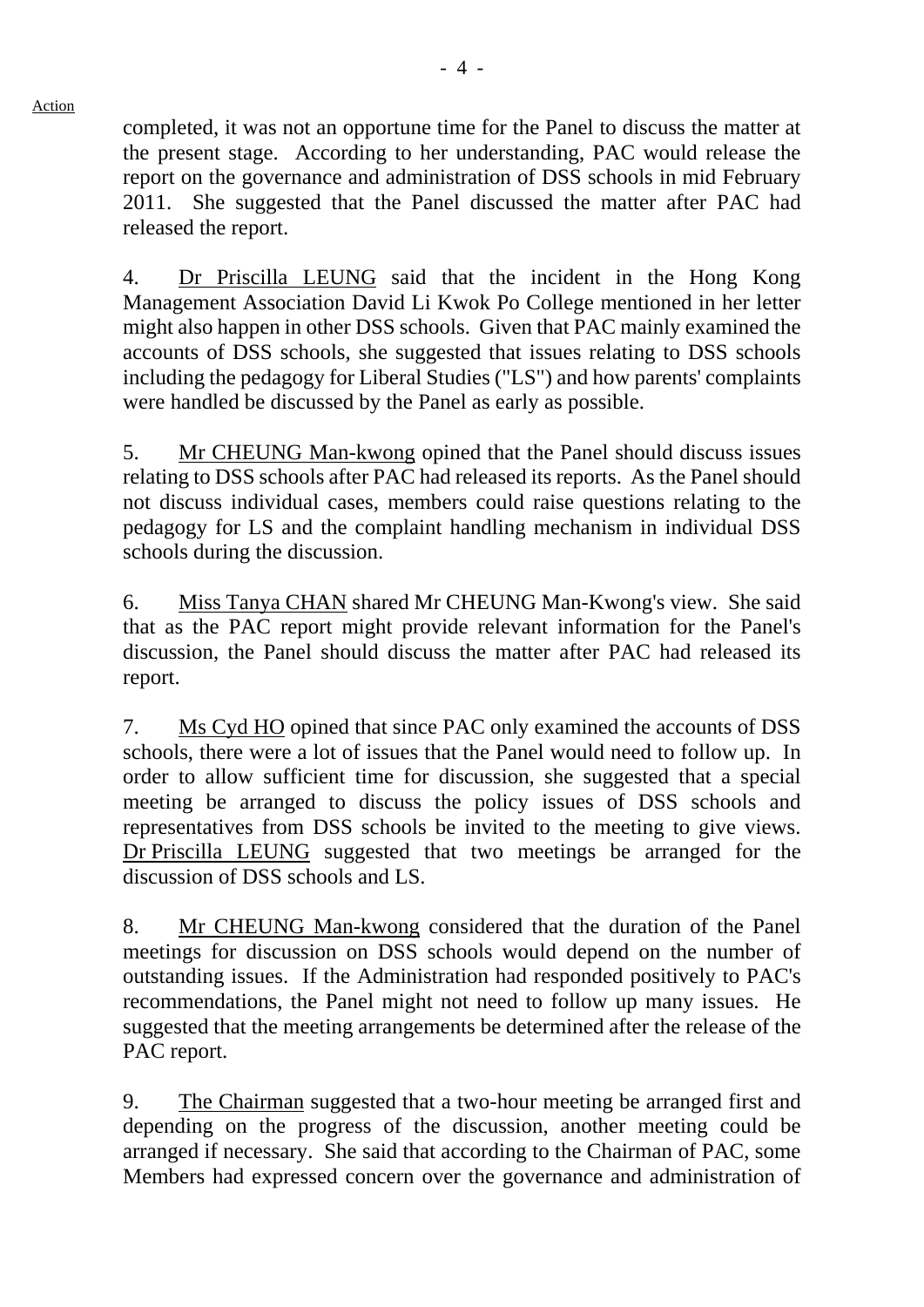Action

completed, it was not an opportune time for the Panel to discuss the matter at the present stage. According to her understanding, PAC would release the report on the governance and administration of DSS schools in mid February 2011. She suggested that the Panel discussed the matter after PAC had released the report.

4. Dr Priscilla LEUNG said that the incident in the Hong Kong Management Association David Li Kwok Po College mentioned in her letter might also happen in other DSS schools. Given that PAC mainly examined the accounts of DSS schools, she suggested that issues relating to DSS schools including the pedagogy for Liberal Studies ("LS") and how parents' complaints were handled be discussed by the Panel as early as possible.

5. Mr CHEUNG Man-kwong opined that the Panel should discuss issues relating to DSS schools after PAC had released its reports. As the Panel should not discuss individual cases, members could raise questions relating to the pedagogy for LS and the complaint handling mechanism in individual DSS schools during the discussion.

6. Miss Tanya CHAN shared Mr CHEUNG Man-Kwong's view. She said that as the PAC report might provide relevant information for the Panel's discussion, the Panel should discuss the matter after PAC had released its report.

7. Ms Cyd HO opined that since PAC only examined the accounts of DSS schools, there were a lot of issues that the Panel would need to follow up. In order to allow sufficient time for discussion, she suggested that a special meeting be arranged to discuss the policy issues of DSS schools and representatives from DSS schools be invited to the meeting to give views. Dr Priscilla LEUNG suggested that two meetings be arranged for the discussion of DSS schools and LS.

8. Mr CHEUNG Man-kwong considered that the duration of the Panel meetings for discussion on DSS schools would depend on the number of outstanding issues. If the Administration had responded positively to PAC's recommendations, the Panel might not need to follow up many issues. He suggested that the meeting arrangements be determined after the release of the PAC report.

9. The Chairman suggested that a two-hour meeting be arranged first and depending on the progress of the discussion, another meeting could be arranged if necessary. She said that according to the Chairman of PAC, some Members had expressed concern over the governance and administration of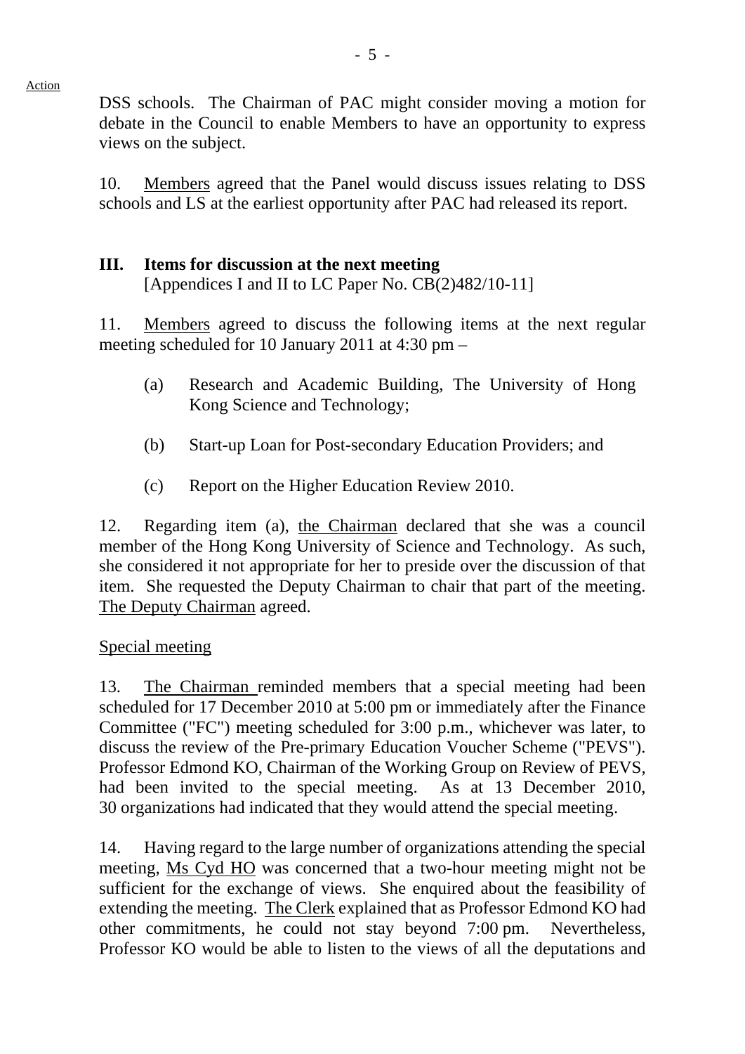Action

DSS schools. The Chairman of PAC might consider moving a motion for debate in the Council to enable Members to have an opportunity to express views on the subject.

10. Members agreed that the Panel would discuss issues relating to DSS schools and LS at the earliest opportunity after PAC had released its report.

## III. Items for discussion at the next meeting

[Appendices I and II to LC Paper No. CB(2)482/10-11]

11. Members agreed to discuss the following items at the next regular meeting scheduled for 10 January 2011 at 4:30 pm –

- (a) Research and Academic Building, The University of Hong Kong Science and Technology;
- (b) Start-up Loan for Post-secondary Education Providers; and
- (c) Report on the Higher Education Review 2010.

12. Regarding item (a), the Chairman declared that she was a council member of the Hong Kong University of Science and Technology. As such, she considered it not appropriate for her to preside over the discussion of that item. She requested the Deputy Chairman to chair that part of the meeting. The Deputy Chairman agreed.

Special meeting

13. The Chairman reminded members that a special meeting had been scheduled for 17 December 2010 at 5:00 pm or immediately after the Finance Committee ("FC") meeting scheduled for 3:00 p.m., whichever was later, to discuss the review of the Pre-primary Education Voucher Scheme ("PEVS"). Professor Edmond KO, Chairman of the Working Group on Review of PEVS, had been invited to the special meeting. As at 13 December 2010, 30 organizations had indicated that they would attend the special meeting.

14. Having regard to the large number of organizations attending the special meeting, Ms Cyd HO was concerned that a two-hour meeting might not be sufficient for the exchange of views. She enquired about the feasibility of extending the meeting. The Clerk explained that as Professor Edmond KO had other commitments, he could not stay beyond 7:00 pm. Nevertheless, Professor KO would be able to listen to the views of all the deputations and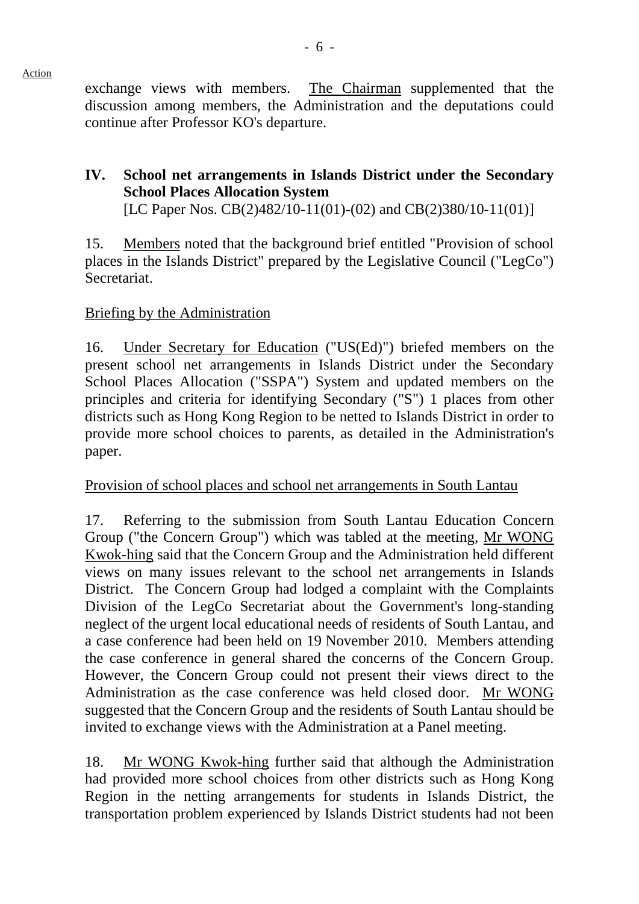Action

exchange views with members. The Chairman supplemented that the discussion among members, the Administration and the deputations could continue after Professor KO's departure.

## IV. School net arrangements in Islands District under the Secondary School Places Allocation System

[LC Paper Nos. CB(2)482/10-11(01)-(02) and CB(2)380/10-11(01)]

15. Members noted that the background brief entitled "Provision of school places in the Islands District" prepared by the Legislative Council ("LegCo") Secretariat.

Briefing by the Administration

16. Under Secretary for Education ("US(Ed)") briefed members on the present school net arrangements in Islands District under the Secondary School Places Allocation ("SSPA") System and updated members on the principles and criteria for identifying Secondary ("S") 1 places from other districts such as Hong Kong Region to be netted to Islands District in order to provide more school choices to parents, as detailed in the Administration's paper.

Provision of school places and school net arrangements in South Lantau

17. Referring to the submission from South Lantau Education Concern Group ("the Concern Group") which was tabled at the meeting, Mr WONG Kwok-hing said that the Concern Group and the Administration held different views on many issues relevant to the school net arrangements in Islands District. The Concern Group had lodged a complaint with the Complaints Division of the LegCo Secretariat about the Government's long-standing neglect of the urgent local educational needs of residents of South Lantau, and a case conference had been held on 19 November 2010. Members attending the case conference in general shared the concerns of the Concern Group. However, the Concern Group could not present their views direct to the Administration as the case conference was held closed door. Mr WONG suggested that the Concern Group and the residents of South Lantau should be invited to exchange views with the Administration at a Panel meeting.

18. Mr WONG Kwok-hing further said that although the Administration had provided more school choices from other districts such as Hong Kong Region in the netting arrangements for students in Islands District, the transportation problem experienced by Islands District students had not been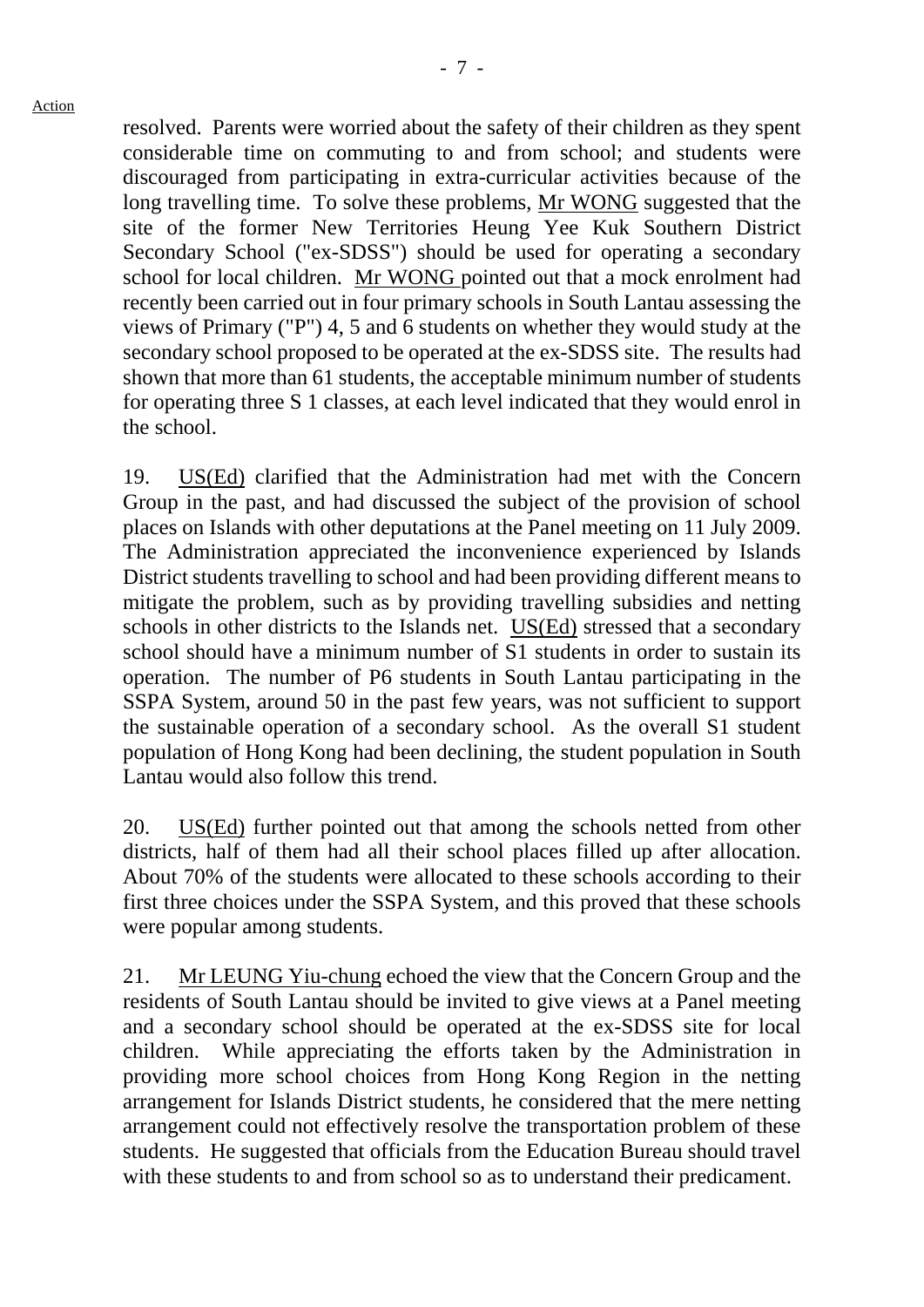resolved. Parents were worried about the safety of their children as they spent considerable time on commuting to and from school; and students were discouraged from participating in extra-curricular activities because of the long travelling time. To solve these problems, Mr WONG suggested that the site of the former New Territories Heung Yee Kuk Southern District Secondary School ("ex-SDSS") should be used for operating a secondary school for local children. Mr WONG pointed out that a mock enrolment had recently been carried out in four primary schools in South Lantau assessing the views of Primary ("P") 4, 5 and 6 students on whether they would study at the secondary school proposed to be operated at the ex-SDSS site. The results had shown that more than 61 students, the acceptable minimum number of students for operating three S 1 classes, at each level indicated that they would enrol in the school.

19. US(Ed) clarified that the Administration had met with the Concern Group in the past, and had discussed the subject of the provision of school places on Islands with other deputations at the Panel meeting on 11 July 2009. The Administration appreciated the inconvenience experienced by Islands District students travelling to school and had been providing different means to mitigate the problem, such as by providing travelling subsidies and netting schools in other districts to the Islands net. US(Ed) stressed that a secondary school should have a minimum number of S1 students in order to sustain its operation. The number of P6 students in South Lantau participating in the SSPA System, around 50 in the past few years, was not sufficient to support the sustainable operation of a secondary school. As the overall S1 student population of Hong Kong had been declining, the student population in South Lantau would also follow this trend.

20. US(Ed) further pointed out that among the schools netted from other districts, half of them had all their school places filled up after allocation. About 70% of the students were allocated to these schools according to their first three choices under the SSPA System, and this proved that these schools were popular among students.

21. Mr LEUNG Yiu-chung echoed the view that the Concern Group and the residents of South Lantau should be invited to give views at a Panel meeting and a secondary school should be operated at the ex-SDSS site for local children. While appreciating the efforts taken by the Administration in providing more school choices from Hong Kong Region in the netting arrangement for Islands District students, he considered that the mere netting arrangement could not effectively resolve the transportation problem of these students. He suggested that officials from the Education Bureau should travel with these students to and from school so as to understand their predicament.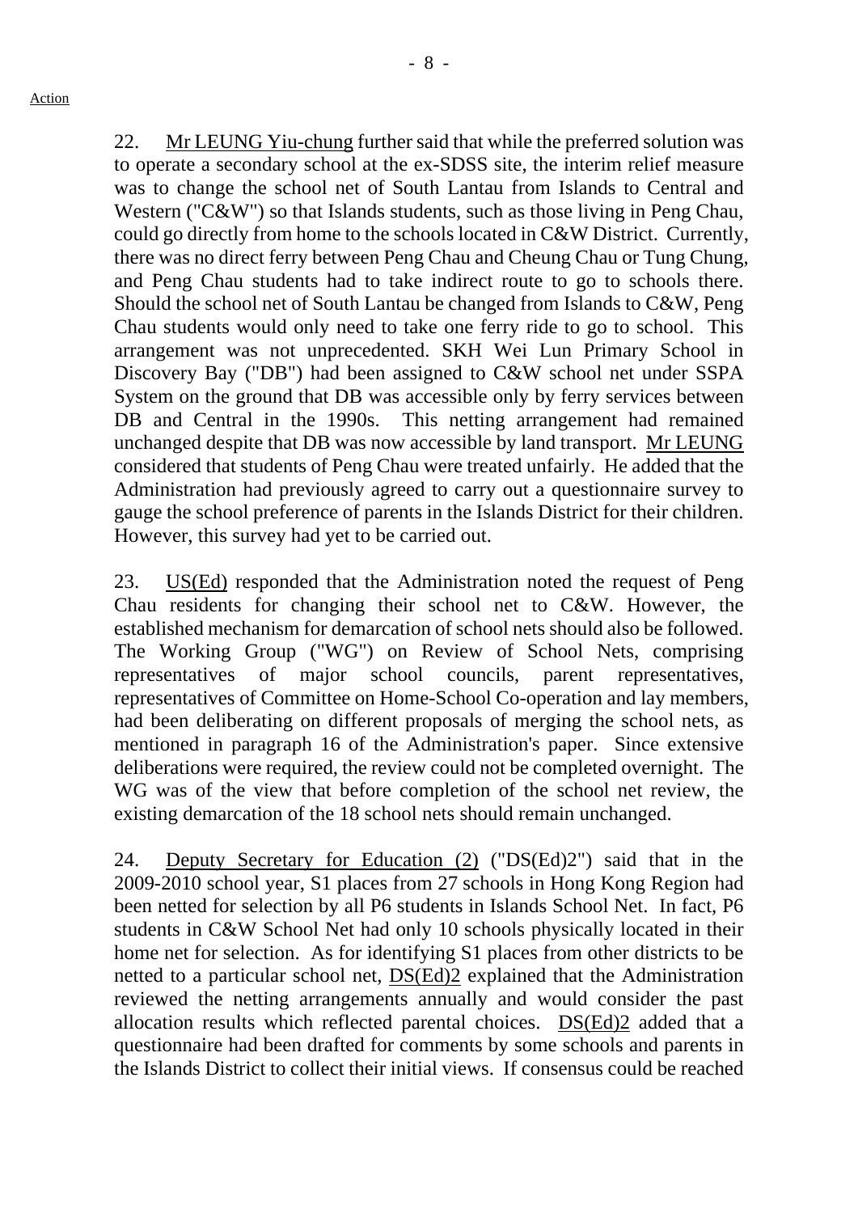Action

22. Mr LEUNG Yiu-chung further said that while the preferred solution was to operate a secondary school at the ex-SDSS site, the interim relief measure was to change the school net of South Lantau from Islands to Central and Western ("C&W") so that Islands students, such as those living in Peng Chau, could go directly from home to the schools located in C&W District. Currently, there was no direct ferry between Peng Chau and Cheung Chau or Tung Chung, and Peng Chau students had to take indirect route to go to schools there. Should the school net of South Lantau be changed from Islands to C&W, Peng Chau students would only need to take one ferry ride to go to school. This arrangement was not unprecedented. SKH Wei Lun Primary School in Discovery Bay ("DB") had been assigned to C&W school net under SSPA System on the ground that DB was accessible only by ferry services between DB and Central in the 1990s. This netting arrangement had remained unchanged despite that DB was now accessible by land transport. Mr LEUNG considered that students of Peng Chau were treated unfairly. He added that the Administration had previously agreed to carry out a questionnaire survey to gauge the school preference of parents in the Islands District for their children. However, this survey had yet to be carried out.

23. US(Ed) responded that the Administration noted the request of Peng Chau residents for changing their school net to C&W. However, the established mechanism for demarcation of school nets should also be followed. The Working Group ("WG") on Review of School Nets, comprising representatives of major school councils, parent representatives, representatives of Committee on Home-School Co-operation and lay members, had been deliberating on different proposals of merging the school nets, as mentioned in paragraph 16 of the Administration's paper. Since extensive deliberations were required, the review could not be completed overnight. The WG was of the view that before completion of the school net review, the existing demarcation of the 18 school nets should remain unchanged.

24. Deputy Secretary for Education (2) ("DS(Ed)2") said that in the 2009-2010 school year, S1 places from 27 schools in Hong Kong Region had been netted for selection by all P6 students in Islands School Net. In fact, P6 students in C&W School Net had only 10 schools physically located in their home net for selection. As for identifying S1 places from other districts to be netted to a particular school net, DS(Ed)2 explained that the Administration reviewed the netting arrangements annually and would consider the past allocation results which reflected parental choices. DS(Ed)2 added that a questionnaire had been drafted for comments by some schools and parents in the Islands District to collect their initial views. If consensus could be reached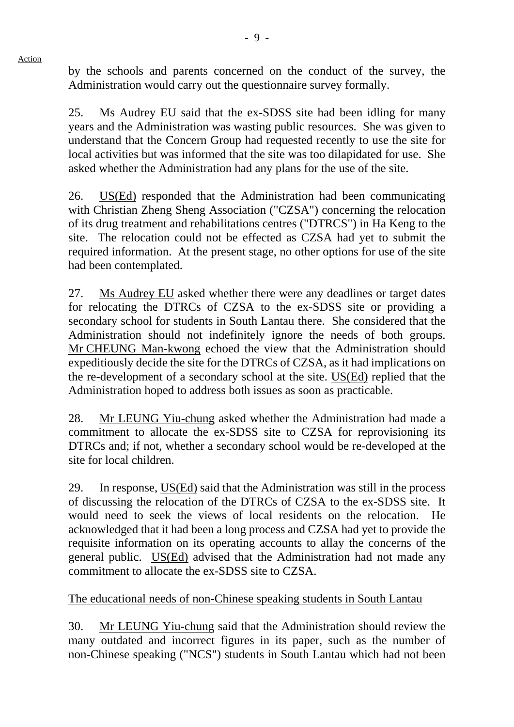by the schools and parents concerned on the conduct of the survey, the Administration would carry out the questionnaire survey formally.

25. Ms Audrey EU said that the ex-SDSS site had been idling for many years and the Administration was wasting public resources. She was given to understand that the Concern Group had requested recently to use the site for local activities but was informed that the site was too dilapidated for use. She asked whether the Administration had any plans for the use of the site.

26. US(Ed) responded that the Administration had been communicating with Christian Zheng Sheng Association ("CZSA") concerning the relocation of its drug treatment and rehabilitations centres ("DTRCS") in Ha Keng to the site. The relocation could not be effected as CZSA had yet to submit the required information. At the present stage, no other options for use of the site had been contemplated.

27. Ms Audrey EU asked whether there were any deadlines or target dates for relocating the DTRCs of CZSA to the ex-SDSS site or providing a secondary school for students in South Lantau there. She considered that the Administration should not indefinitely ignore the needs of both groups. Mr CHEUNG Man-kwong echoed the view that the Administration should expeditiously decide the site for the DTRCs of CZSA, as it had implications on the re-development of a secondary school at the site. US(Ed) replied that the Administration hoped to address both issues as soon as practicable.

28. Mr LEUNG Yiu-chung asked whether the Administration had made a commitment to allocate the ex-SDSS site to CZSA for reprovisioning its DTRCs and; if not, whether a secondary school would be re-developed at the site for local children.

29. In response, US(Ed) said that the Administration was still in the process of discussing the relocation of the DTRCs of CZSA to the ex-SDSS site. It would need to seek the views of local residents on the relocation. He acknowledged that it had been a long process and CZSA had yet to provide the requisite information on its operating accounts to allay the concerns of the general public. US(Ed) advised that the Administration had not made any commitment to allocate the ex-SDSS site to CZSA.

The educational needs of non-Chinese speaking students in South Lantau

30. Mr LEUNG Yiu-chung said that the Administration should review the many outdated and incorrect figures in its paper, such as the number of non-Chinese speaking ("NCS") students in South Lantau which had not been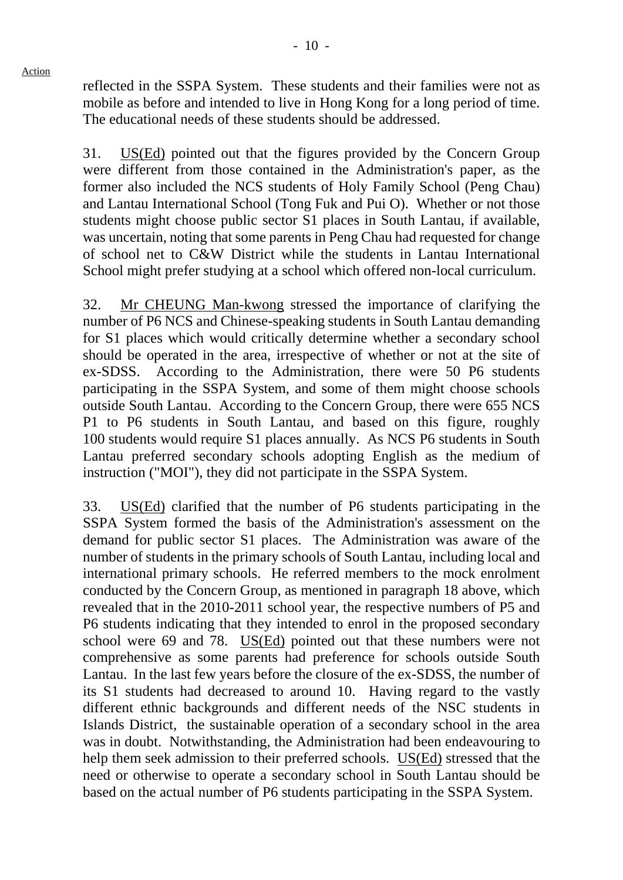reflected in the SSPA System. These students and their families were not as mobile as before and intended to live in Hong Kong for a long period of time. The educational needs of these students should be addressed.

31. US(Ed) pointed out that the figures provided by the Concern Group were different from those contained in the Administration's paper, as the former also included the NCS students of Holy Family School (Peng Chau) and Lantau International School (Tong Fuk and Pui O). Whether or not those students might choose public sector S1 places in South Lantau, if available, was uncertain, noting that some parents in Peng Chau had requested for change of school net to C&W District while the students in Lantau International School might prefer studying at a school which offered non-local curriculum.

32. Mr CHEUNG Man-kwong stressed the importance of clarifying the number of P6 NCS and Chinese-speaking students in South Lantau demanding for S1 places which would critically determine whether a secondary school should be operated in the area, irrespective of whether or not at the site of ex-SDSS. According to the Administration, there were 50 P6 students participating in the SSPA System, and some of them might choose schools outside South Lantau. According to the Concern Group, there were 655 NCS P1 to P6 students in South Lantau, and based on this figure, roughly 100 students would require S1 places annually. As NCS P6 students in South Lantau preferred secondary schools adopting English as the medium of instruction ("MOI"), they did not participate in the SSPA System.

33. US(Ed) clarified that the number of P6 students participating in the SSPA System formed the basis of the Administration's assessment on the demand for public sector S1 places. The Administration was aware of the number of students in the primary schools of South Lantau, including local and international primary schools. He referred members to the mock enrolment conducted by the Concern Group, as mentioned in paragraph 18 above, which revealed that in the 2010-2011 school year, the respective numbers of P5 and P6 students indicating that they intended to enrol in the proposed secondary school were 69 and 78. US(Ed) pointed out that these numbers were not comprehensive as some parents had preference for schools outside South Lantau. In the last few years before the closure of the ex-SDSS, the number of its S1 students had decreased to around 10. Having regard to the vastly different ethnic backgrounds and different needs of the NSC students in Islands District, the sustainable operation of a secondary school in the area was in doubt. Notwithstanding, the Administration had been endeavouring to help them seek admission to their preferred schools. US(Ed) stressed that the need or otherwise to operate a secondary school in South Lantau should be based on the actual number of P6 students participating in the SSPA System.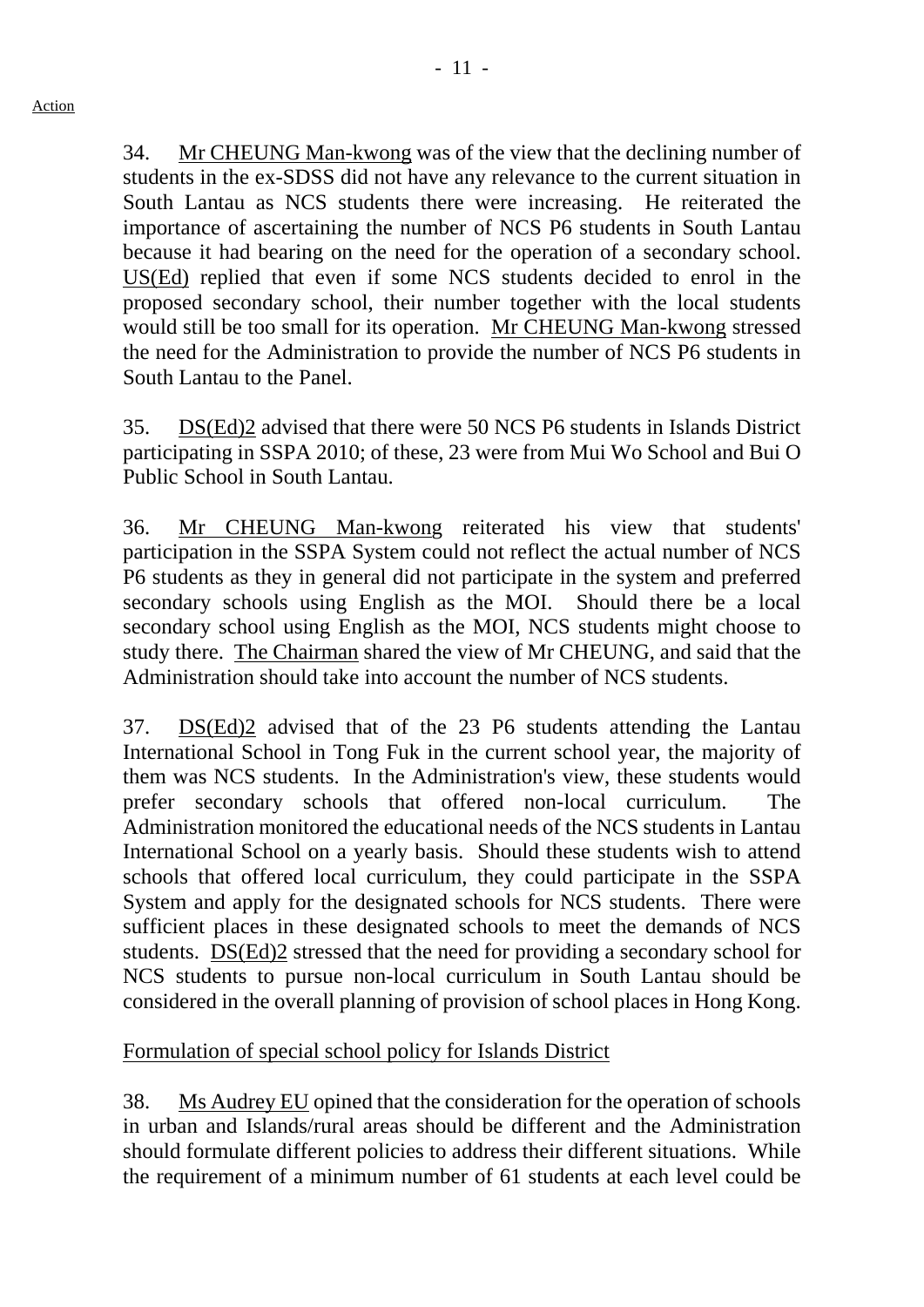Action

34. Mr CHEUNG Man-kwong was of the view that the declining number of students in the ex-SDSS did not have any relevance to the current situation in South Lantau as NCS students there were increasing. He reiterated the importance of ascertaining the number of NCS P6 students in South Lantau because it had bearing on the need for the operation of a secondary school. US(Ed) replied that even if some NCS students decided to enrol in the proposed secondary school, their number together with the local students would still be too small for its operation. Mr CHEUNG Man-kwong stressed the need for the Administration to provide the number of NCS P6 students in South Lantau to the Panel.

35. DS(Ed)2 advised that there were 50 NCS P6 students in Islands District participating in SSPA 2010; of these, 23 were from Mui Wo School and Bui O Public School in South Lantau.

36. Mr CHEUNG Man-kwong reiterated his view that students' participation in the SSPA System could not reflect the actual number of NCS P6 students as they in general did not participate in the system and preferred secondary schools using English as the MOI. Should there be a local secondary school using English as the MOI, NCS students might choose to study there. The Chairman shared the view of Mr CHEUNG, and said that the Administration should take into account the number of NCS students.

37. DS(Ed)2 advised that of the 23 P6 students attending the Lantau International School in Tong Fuk in the current school year, the majority of them was NCS students. In the Administration's view, these students would prefer secondary schools that offered non-local curriculum. The Administration monitored the educational needs of the NCS students in Lantau International School on a yearly basis. Should these students wish to attend schools that offered local curriculum, they could participate in the SSPA System and apply for the designated schools for NCS students. There were sufficient places in these designated schools to meet the demands of NCS students. DS(Ed)2 stressed that the need for providing a secondary school for NCS students to pursue non-local curriculum in South Lantau should be considered in the overall planning of provision of school places in Hong Kong.

Formulation of special school policy for Islands District

38. Ms Audrey EU opined that the consideration for the operation of schools in urban and Islands/rural areas should be different and the Administration should formulate different policies to address their different situations. While the requirement of a minimum number of 61 students at each level could be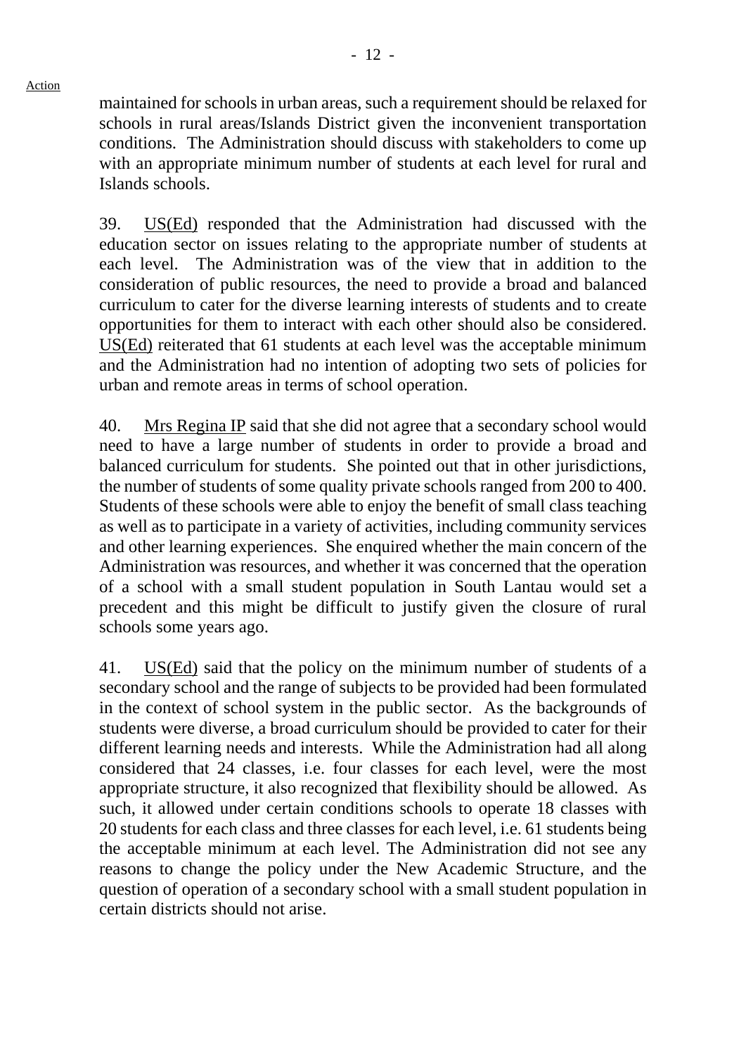Action

maintained for schools in urban areas, such a requirement should be relaxed for schools in rural areas/Islands District given the inconvenient transportation conditions. The Administration should discuss with stakeholders to come up with an appropriate minimum number of students at each level for rural and Islands schools.

39. US(Ed) responded that the Administration had discussed with the education sector on issues relating to the appropriate number of students at each level. The Administration was of the view that in addition to the consideration of public resources, the need to provide a broad and balanced curriculum to cater for the diverse learning interests of students and to create opportunities for them to interact with each other should also be considered. US(Ed) reiterated that 61 students at each level was the acceptable minimum and the Administration had no intention of adopting two sets of policies for urban and remote areas in terms of school operation.

40. Mrs Regina IP said that she did not agree that a secondary school would need to have a large number of students in order to provide a broad and balanced curriculum for students. She pointed out that in other jurisdictions, the number of students of some quality private schools ranged from 200 to 400. Students of these schools were able to enjoy the benefit of small class teaching as well as to participate in a variety of activities, including community services and other learning experiences. She enquired whether the main concern of the Administration was resources, and whether it was concerned that the operation of a school with a small student population in South Lantau would set a precedent and this might be difficult to justify given the closure of rural schools some years ago.

41. US(Ed) said that the policy on the minimum number of students of a secondary school and the range of subjects to be provided had been formulated in the context of school system in the public sector. As the backgrounds of students were diverse, a broad curriculum should be provided to cater for their different learning needs and interests. While the Administration had all along considered that 24 classes, i.e. four classes for each level, were the most appropriate structure, it also recognized that flexibility should be allowed. As such, it allowed under certain conditions schools to operate 18 classes with 20 students for each class and three classes for each level, i.e. 61 students being the acceptable minimum at each level. The Administration did not see any reasons to change the policy under the New Academic Structure, and the question of operation of a secondary school with a small student population in certain districts should not arise.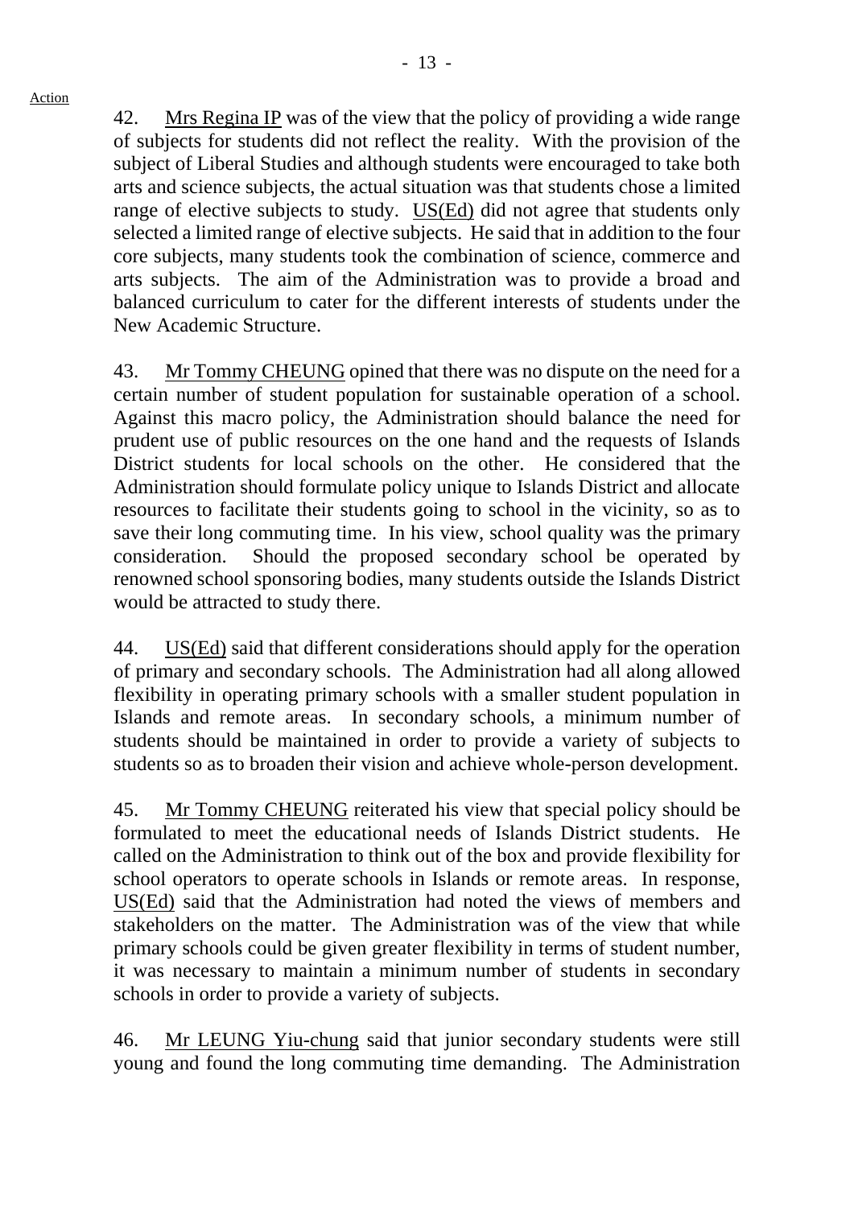Action

42. Mrs Regina IP was of the view that the policy of providing a wide range of subjects for students did not reflect the reality. With the provision of the subject of Liberal Studies and although students were encouraged to take both arts and science subjects, the actual situation was that students chose a limited range of elective subjects to study. US(Ed) did not agree that students only selected a limited range of elective subjects. He said that in addition to the four core subjects, many students took the combination of science, commerce and arts subjects. The aim of the Administration was to provide a broad and balanced curriculum to cater for the different interests of students under the New Academic Structure.

43. Mr Tommy CHEUNG opined that there was no dispute on the need for a certain number of student population for sustainable operation of a school. Against this macro policy, the Administration should balance the need for prudent use of public resources on the one hand and the requests of Islands District students for local schools on the other. He considered that the Administration should formulate policy unique to Islands District and allocate resources to facilitate their students going to school in the vicinity, so as to save their long commuting time. In his view, school quality was the primary consideration. Should the proposed secondary school be operated by renowned school sponsoring bodies, many students outside the Islands District would be attracted to study there.

44. US(Ed) said that different considerations should apply for the operation of primary and secondary schools. The Administration had all along allowed flexibility in operating primary schools with a smaller student population in Islands and remote areas. In secondary schools, a minimum number of students should be maintained in order to provide a variety of subjects to students so as to broaden their vision and achieve whole-person development.

45. Mr Tommy CHEUNG reiterated his view that special policy should be formulated to meet the educational needs of Islands District students. He called on the Administration to think out of the box and provide flexibility for school operators to operate schools in Islands or remote areas. In response, US(Ed) said that the Administration had noted the views of members and stakeholders on the matter. The Administration was of the view that while primary schools could be given greater flexibility in terms of student number, it was necessary to maintain a minimum number of students in secondary schools in order to provide a variety of subjects.

46. Mr LEUNG Yiu-chung said that junior secondary students were still young and found the long commuting time demanding. The Administration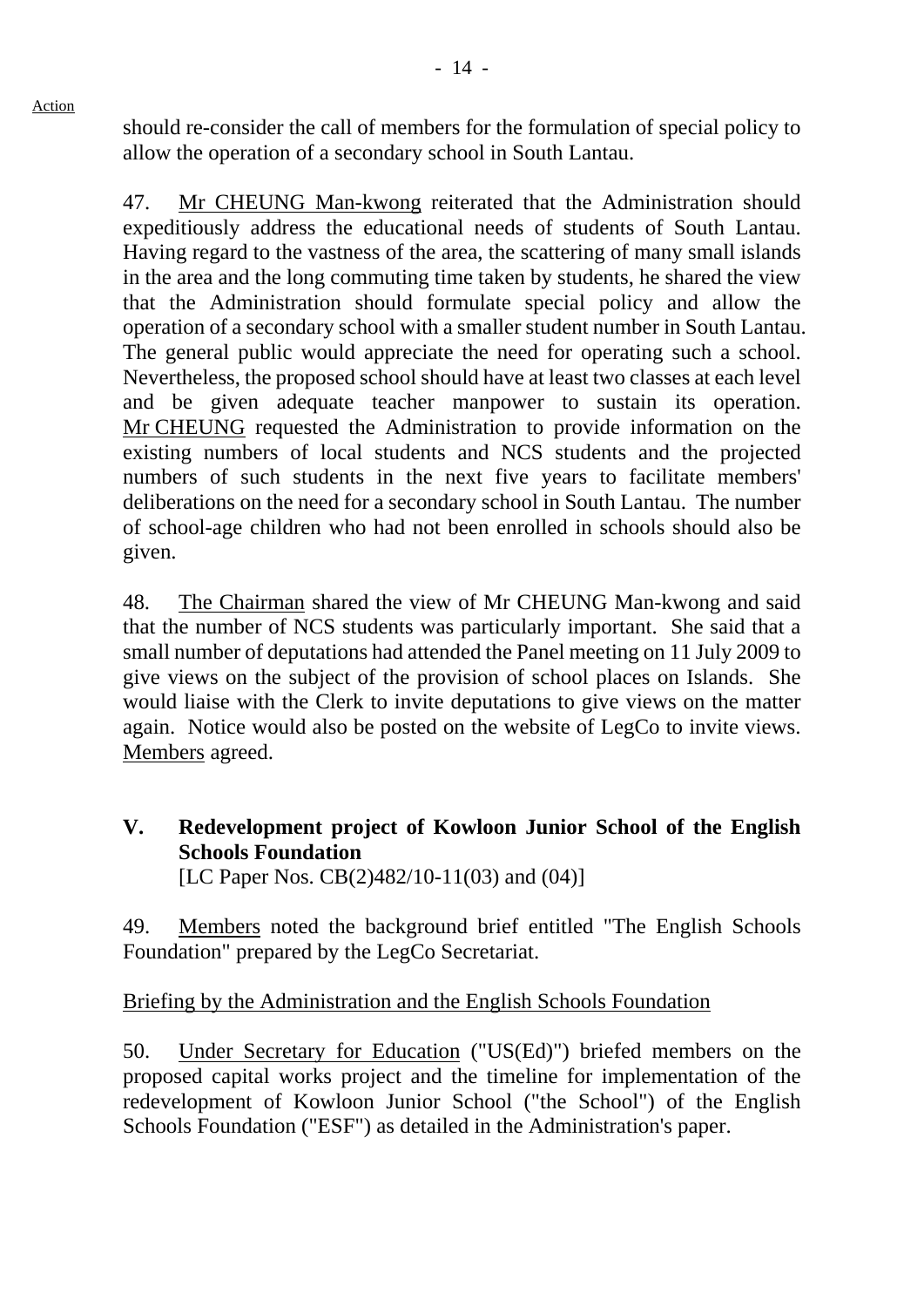should re-consider the call of members for the formulation of special policy to allow the operation of a secondary school in South Lantau.

47. Mr CHEUNG Man-kwong reiterated that the Administration should expeditiously address the educational needs of students of South Lantau. Having regard to the vastness of the area, the scattering of many small islands in the area and the long commuting time taken by students, he shared the view that the Administration should formulate special policy and allow the operation of a secondary school with a smaller student number in South Lantau. The general public would appreciate the need for operating such a school. Nevertheless, the proposed school should have at least two classes at each level and be given adequate teacher manpower to sustain its operation. Mr CHEUNG requested the Administration to provide information on the existing numbers of local students and NCS students and the projected numbers of such students in the next five years to facilitate members' deliberations on the need for a secondary school in South Lantau. The number of school-age children who had not been enrolled in schools should also be given.

48. The Chairman shared the view of Mr CHEUNG Man-kwong and said that the number of NCS students was particularly important. She said that a small number of deputations had attended the Panel meeting on 11 July 2009 to give views on the subject of the provision of school places on Islands. She would liaise with the Clerk to invite deputations to give views on the matter again. Notice would also be posted on the website of LegCo to invite views. Members agreed.

## V. Redevelopment project of Kowloon Junior School of the English Schools Foundation

[LC Paper Nos. CB(2)482/10-11(03) and (04)]

49. Members noted the background brief entitled "The English Schools Foundation" prepared by the LegCo Secretariat.

Briefing by the Administration and the English Schools Foundation

50. Under Secretary for Education ("US(Ed)") briefed members on the proposed capital works project and the timeline for implementation of the redevelopment of Kowloon Junior School ("the School") of the English Schools Foundation ("ESF") as detailed in the Administration's paper.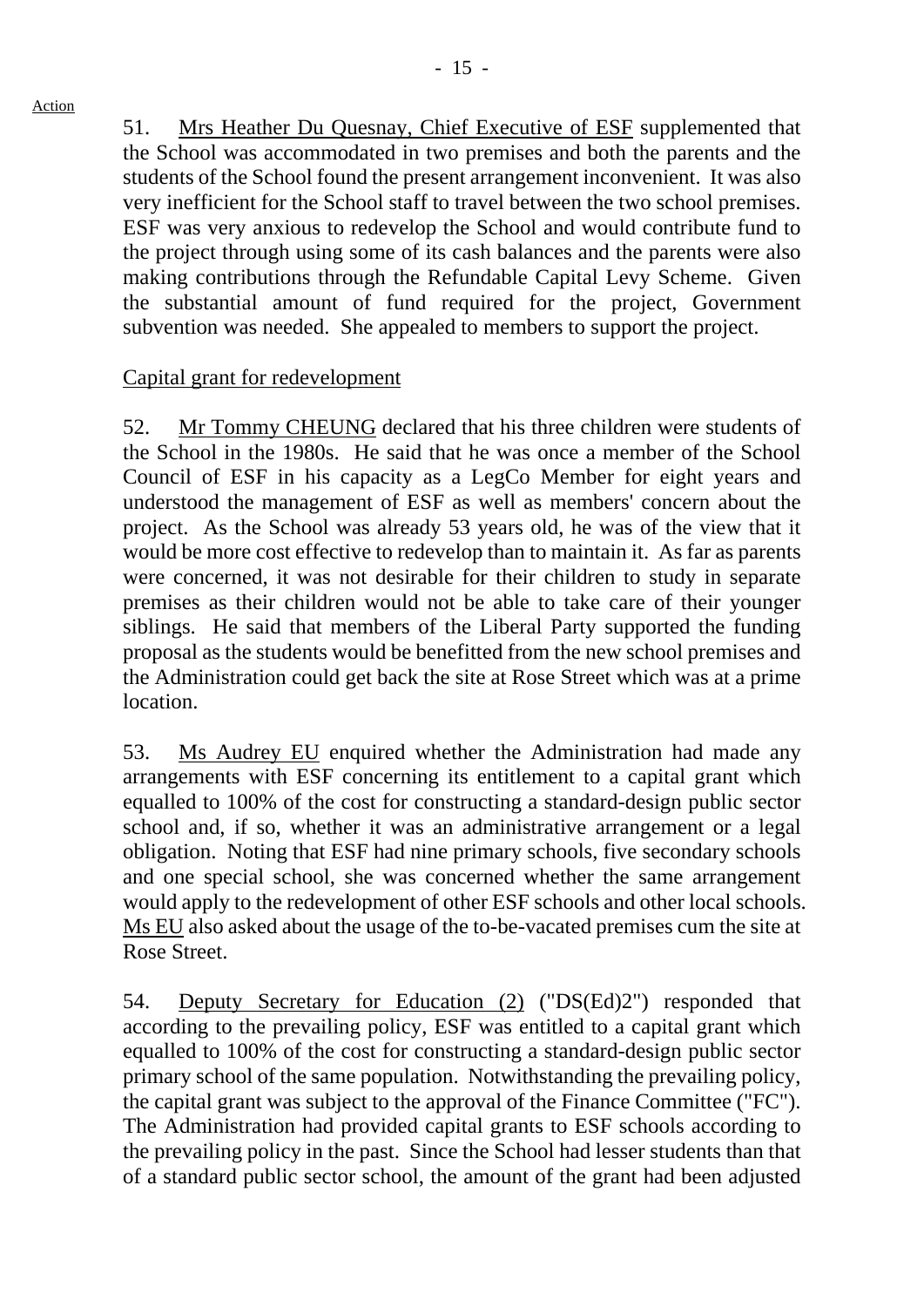Action

51. Mrs Heather Du Quesnay, Chief Executive of ESF supplemented that the School was accommodated in two premises and both the parents and the students of the School found the present arrangement inconvenient. It was also very inefficient for the School staff to travel between the two school premises. ESF was very anxious to redevelop the School and would contribute fund to the project through using some of its cash balances and the parents were also making contributions through the Refundable Capital Levy Scheme. Given the substantial amount of fund required for the project, Government subvention was needed. She appealed to members to support the project.

Capital grant for redevelopment

52. Mr Tommy CHEUNG declared that his three children were students of the School in the 1980s. He said that he was once a member of the School Council of ESF in his capacity as a LegCo Member for eight years and understood the management of ESF as well as members' concern about the project. As the School was already 53 years old, he was of the view that it would be more cost effective to redevelop than to maintain it. As far as parents were concerned, it was not desirable for their children to study in separate premises as their children would not be able to take care of their younger siblings. He said that members of the Liberal Party supported the funding proposal as the students would be benefitted from the new school premises and the Administration could get back the site at Rose Street which was at a prime location.

53. Ms Audrey EU enquired whether the Administration had made any arrangements with ESF concerning its entitlement to a capital grant which equalled to 100% of the cost for constructing a standard-design public sector school and, if so, whether it was an administrative arrangement or a legal obligation. Noting that ESF had nine primary schools, five secondary schools and one special school, she was concerned whether the same arrangement would apply to the redevelopment of other ESF schools and other local schools. Ms EU also asked about the usage of the to-be-vacated premises cum the site at Rose Street.

54. Deputy Secretary for Education (2) ("DS(Ed)2") responded that according to the prevailing policy, ESF was entitled to a capital grant which equalled to 100% of the cost for constructing a standard-design public sector primary school of the same population. Notwithstanding the prevailing policy, the capital grant was subject to the approval of the Finance Committee ("FC"). The Administration had provided capital grants to ESF schools according to the prevailing policy in the past. Since the School had lesser students than that of a standard public sector school, the amount of the grant had been adjusted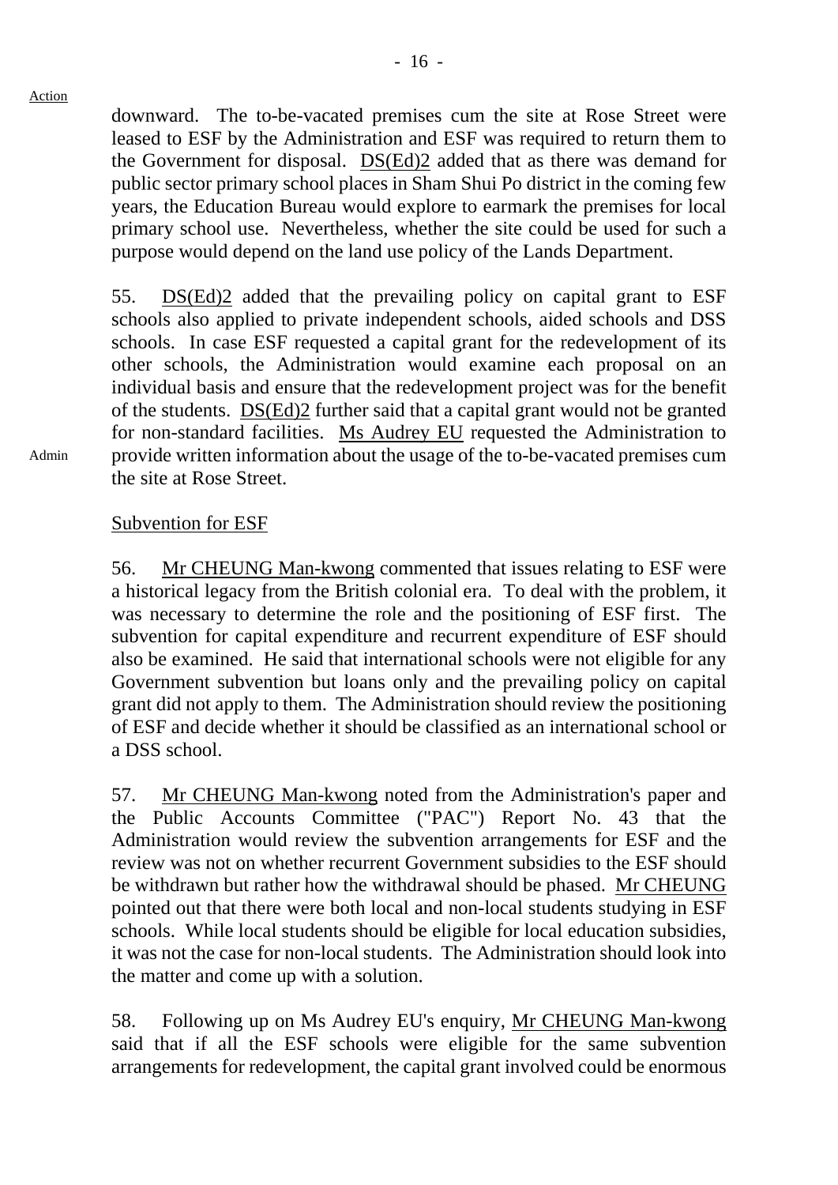Action

downward. The to-be-vacated premises cum the site at Rose Street were leased to ESF by the Administration and ESF was required to return them to the Government for disposal. DS(Ed)2 added that as there was demand for public sector primary school places in Sham Shui Po district in the coming few years, the Education Bureau would explore to earmark the premises for local primary school use. Nevertheless, whether the site could be used for such a purpose would depend on the land use policy of the Lands Department.

55. DS(Ed)2 added that the prevailing policy on capital grant to ESF schools also applied to private independent schools, aided schools and DSS schools. In case ESF requested a capital grant for the redevelopment of its other schools, the Administration would examine each proposal on an individual basis and ensure that the redevelopment project was for the benefit of the students. DS(Ed)2 further said that a capital grant would not be granted for non-standard facilities. Ms Audrey EU requested the Administration to provide written information about the usage of the to-be-vacated premises cum the site at Rose Street.

Admin

Subvention for ESF

56. Mr CHEUNG Man-kwong commented that issues relating to ESF were a historical legacy from the British colonial era. To deal with the problem, it was necessary to determine the role and the positioning of ESF first. The subvention for capital expenditure and recurrent expenditure of ESF should also be examined. He said that international schools were not eligible for any Government subvention but loans only and the prevailing policy on capital grant did not apply to them. The Administration should review the positioning of ESF and decide whether it should be classified as an international school or a DSS school.

57. Mr CHEUNG Man-kwong noted from the Administration's paper and the Public Accounts Committee ("PAC") Report No. 43 that the Administration would review the subvention arrangements for ESF and the review was not on whether recurrent Government subsidies to the ESF should be withdrawn but rather how the withdrawal should be phased. Mr CHEUNG pointed out that there were both local and non-local students studying in ESF schools. While local students should be eligible for local education subsidies, it was not the case for non-local students. The Administration should look into the matter and come up with a solution.

58. Following up on Ms Audrey EU's enquiry, Mr CHEUNG Man-kwong said that if all the ESF schools were eligible for the same subvention arrangements for redevelopment, the capital grant involved could be enormous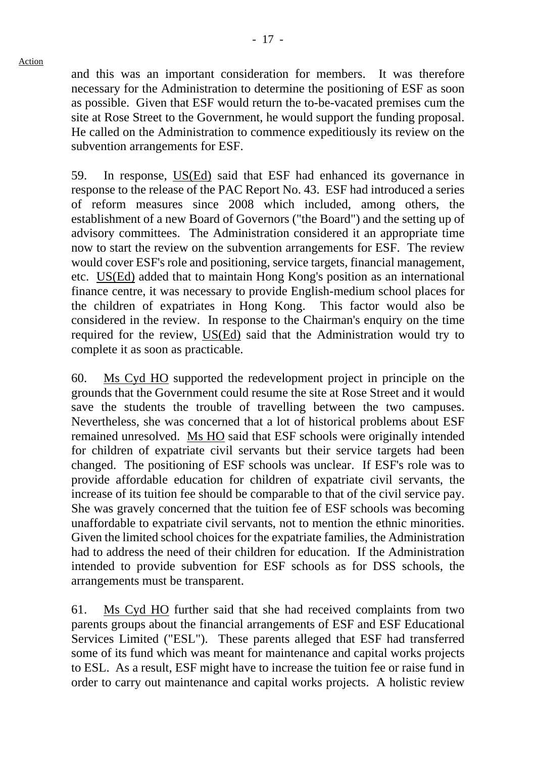and this was an important consideration for members. It was therefore necessary for the Administration to determine the positioning of ESF as soon as possible. Given that ESF would return the to-be-vacated premises cum the site at Rose Street to the Government, he would support the funding proposal. He called on the Administration to commence expeditiously its review on the subvention arrangements for ESF.

59. In response, US(Ed) said that ESF had enhanced its governance in response to the release of the PAC Report No. 43. ESF had introduced a series of reform measures since 2008 which included, among others, the establishment of a new Board of Governors ("the Board") and the setting up of advisory committees. The Administration considered it an appropriate time now to start the review on the subvention arrangements for ESF. The review would cover ESF's role and positioning, service targets, financial management, etc. US(Ed) added that to maintain Hong Kong's position as an international finance centre, it was necessary to provide English-medium school places for the children of expatriates in Hong Kong. This factor would also be considered in the review. In response to the Chairman's enquiry on the time required for the review, US(Ed) said that the Administration would try to complete it as soon as practicable.

60. Ms Cyd HO supported the redevelopment project in principle on the grounds that the Government could resume the site at Rose Street and it would save the students the trouble of travelling between the two campuses. Nevertheless, she was concerned that a lot of historical problems about ESF remained unresolved. Ms HO said that ESF schools were originally intended for children of expatriate civil servants but their service targets had been changed. The positioning of ESF schools was unclear. If ESF's role was to provide affordable education for children of expatriate civil servants, the increase of its tuition fee should be comparable to that of the civil service pay. She was gravely concerned that the tuition fee of ESF schools was becoming unaffordable to expatriate civil servants, not to mention the ethnic minorities. Given the limited school choices for the expatriate families, the Administration had to address the need of their children for education. If the Administration intended to provide subvention for ESF schools as for DSS schools, the arrangements must be transparent.

61. Ms Cyd HO further said that she had received complaints from two parents groups about the financial arrangements of ESF and ESF Educational Services Limited ("ESL"). These parents alleged that ESF had transferred some of its fund which was meant for maintenance and capital works projects to ESL. As a result, ESF might have to increase the tuition fee or raise fund in order to carry out maintenance and capital works projects. A holistic review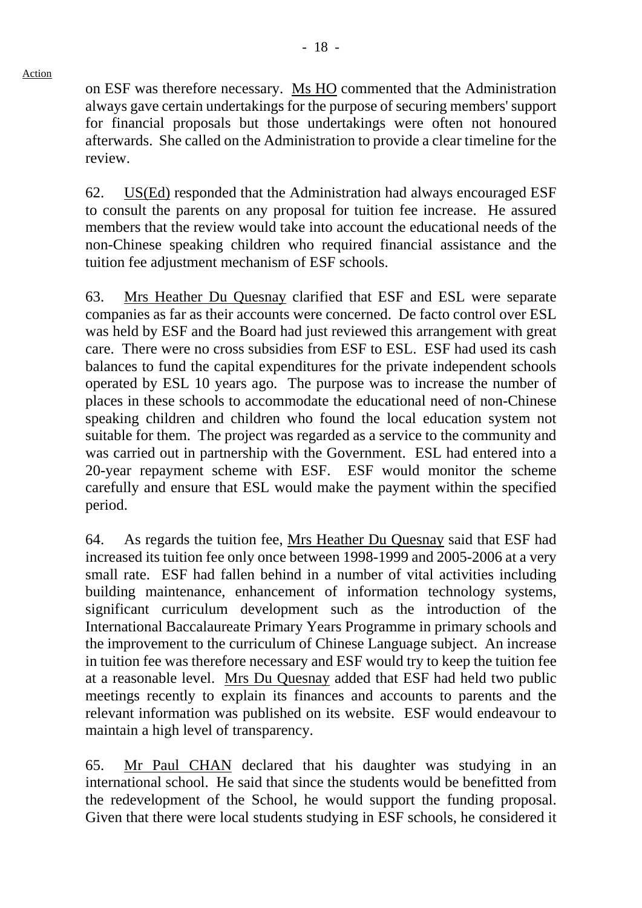Action

on ESF was therefore necessary. Ms HO commented that the Administration always gave certain undertakings for the purpose of securing members' support for financial proposals but those undertakings were often not honoured afterwards. She called on the Administration to provide a clear timeline for the review.

62. US(Ed) responded that the Administration had always encouraged ESF to consult the parents on any proposal for tuition fee increase. He assured members that the review would take into account the educational needs of the non-Chinese speaking children who required financial assistance and the tuition fee adjustment mechanism of ESF schools.

63. Mrs Heather Du Quesnay clarified that ESF and ESL were separate companies as far as their accounts were concerned. De facto control over ESL was held by ESF and the Board had just reviewed this arrangement with great care. There were no cross subsidies from ESF to ESL. ESF had used its cash balances to fund the capital expenditures for the private independent schools operated by ESL 10 years ago. The purpose was to increase the number of places in these schools to accommodate the educational need of non-Chinese speaking children and children who found the local education system not suitable for them. The project was regarded as a service to the community and was carried out in partnership with the Government. ESL had entered into a 20-year repayment scheme with ESF. ESF would monitor the scheme carefully and ensure that ESL would make the payment within the specified period.

64. As regards the tuition fee, Mrs Heather Du Quesnay said that ESF had increased its tuition fee only once between 1998-1999 and 2005-2006 at a very small rate. ESF had fallen behind in a number of vital activities including building maintenance, enhancement of information technology systems, significant curriculum development such as the introduction of the International Baccalaureate Primary Years Programme in primary schools and the improvement to the curriculum of Chinese Language subject. An increase in tuition fee was therefore necessary and ESF would try to keep the tuition fee at a reasonable level. Mrs Du Quesnay added that ESF had held two public meetings recently to explain its finances and accounts to parents and the relevant information was published on its website. ESF would endeavour to maintain a high level of transparency.

65. Mr Paul CHAN declared that his daughter was studying in an international school. He said that since the students would be benefitted from the redevelopment of the School, he would support the funding proposal. Given that there were local students studying in ESF schools, he considered it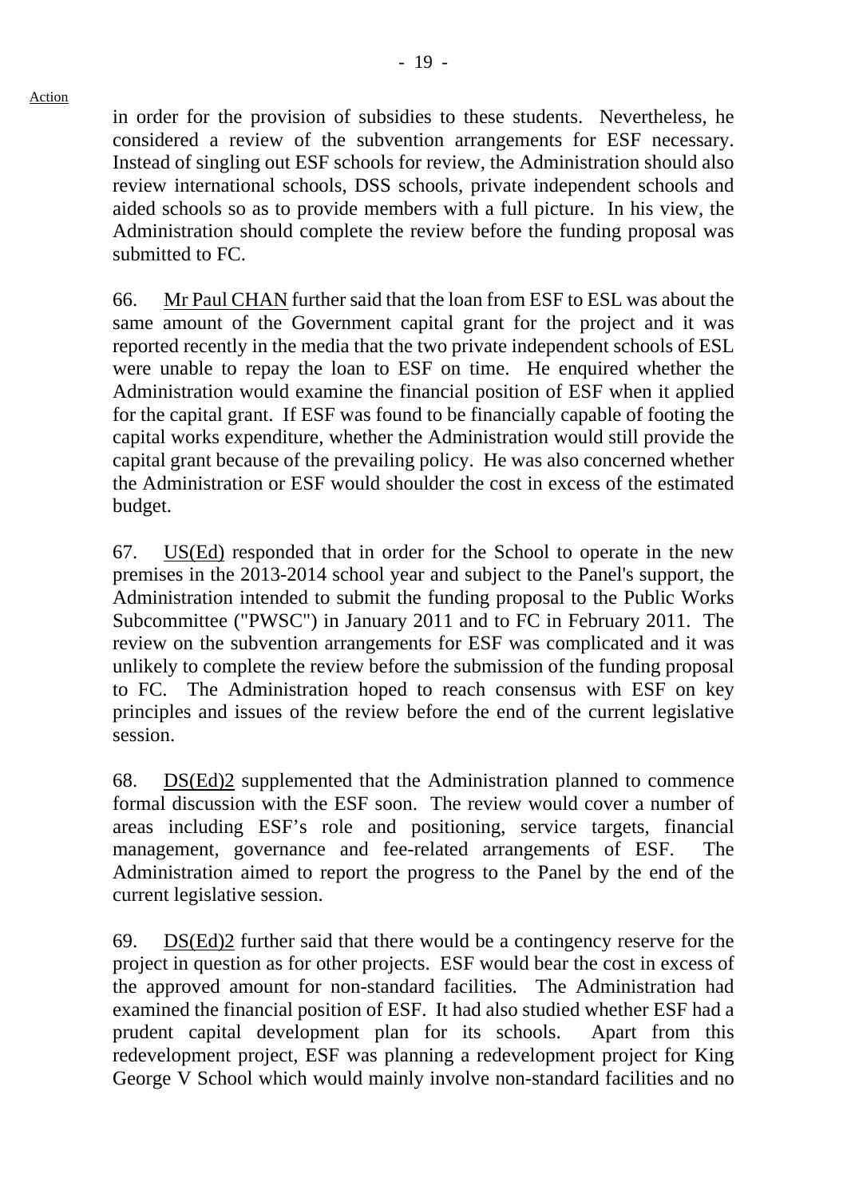in order for the provision of subsidies to these students. Nevertheless, he considered a review of the subvention arrangements for ESF necessary. Instead of singling out ESF schools for review, the Administration should also review international schools, DSS schools, private independent schools and aided schools so as to provide members with a full picture. In his view, the Administration should complete the review before the funding proposal was submitted to FC.

66. Mr Paul CHAN further said that the loan from ESF to ESL was about the same amount of the Government capital grant for the project and it was reported recently in the media that the two private independent schools of ESL were unable to repay the loan to ESF on time. He enquired whether the Administration would examine the financial position of ESF when it applied for the capital grant. If ESF was found to be financially capable of footing the capital works expenditure, whether the Administration would still provide the capital grant because of the prevailing policy. He was also concerned whether the Administration or ESF would shoulder the cost in excess of the estimated budget.

67. US(Ed) responded that in order for the School to operate in the new premises in the 2013-2014 school year and subject to the Panel's support, the Administration intended to submit the funding proposal to the Public Works Subcommittee ("PWSC") in January 2011 and to FC in February 2011. The review on the subvention arrangements for ESF was complicated and it was unlikely to complete the review before the submission of the funding proposal to FC. The Administration hoped to reach consensus with ESF on key principles and issues of the review before the end of the current legislative session.

68. DS(Ed)2 supplemented that the Administration planned to commence formal discussion with the ESF soon. The review would cover a number of areas including ESF's role and positioning, service targets, financial management, governance and fee-related arrangements of ESF. The Administration aimed to report the progress to the Panel by the end of the current legislative session.

69. DS(Ed)2 further said that there would be a contingency reserve for the project in question as for other projects. ESF would bear the cost in excess of the approved amount for non-standard facilities. The Administration had examined the financial position of ESF. It had also studied whether ESF had a prudent capital development plan for its schools. Apart from this redevelopment project, ESF was planning a redevelopment project for King George V School which would mainly involve non-standard facilities and no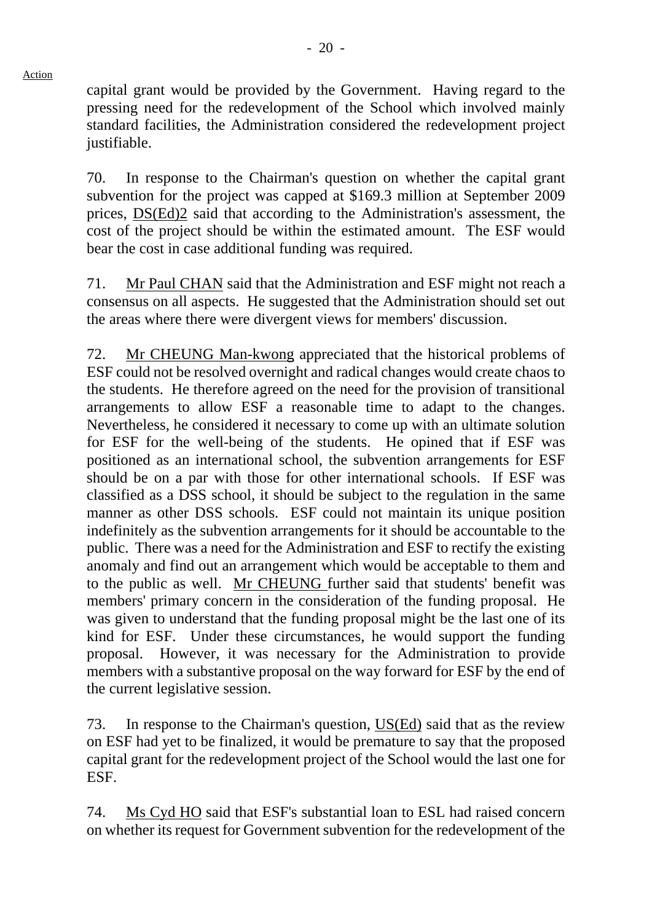Action

capital grant would be provided by the Government. Having regard to the pressing need for the redevelopment of the School which involved mainly standard facilities, the Administration considered the redevelopment project justifiable.

70. In response to the Chairman's question on whether the capital grant subvention for the project was capped at $169.3 million at September 2009 prices, DS(Ed)2 said that according to the Administration's assessment, the cost of the project should be within the estimated amount. The ESF would bear the cost in case additional funding was required.

71. Mr Paul CHAN said that the Administration and ESF might not reach a consensus on all aspects. He suggested that the Administration should set out the areas where there were divergent views for members' discussion.

72. Mr CHEUNG Man-kwong appreciated that the historical problems of ESF could not be resolved overnight and radical changes would create chaos to the students. He therefore agreed on the need for the provision of transitional arrangements to allow ESF a reasonable time to adapt to the changes. Nevertheless, he considered it necessary to come up with an ultimate solution for ESF for the well-being of the students. He opined that if ESF was positioned as an international school, the subvention arrangements for ESF should be on a par with those for other international schools. If ESF was classified as a DSS school, it should be subject to the regulation in the same manner as other DSS schools. ESF could not maintain its unique position indefinitely as the subvention arrangements for it should be accountable to the public. There was a need for the Administration and ESF to rectify the existing anomaly and find out an arrangement which would be acceptable to them and to the public as well. Mr CHEUNG further said that students' benefit was members' primary concern in the consideration of the funding proposal. He was given to understand that the funding proposal might be the last one of its kind for ESF. Under these circumstances, he would support the funding proposal. However, it was necessary for the Administration to provide members with a substantive proposal on the way forward for ESF by the end of the current legislative session.

73. In response to the Chairman's question, US(Ed) said that as the review on ESF had yet to be finalized, it would be premature to say that the proposed capital grant for the redevelopment project of the School would the last one for ESF.

74. Ms Cyd HO said that ESF's substantial loan to ESL had raised concern on whether its request for Government subvention for the redevelopment of the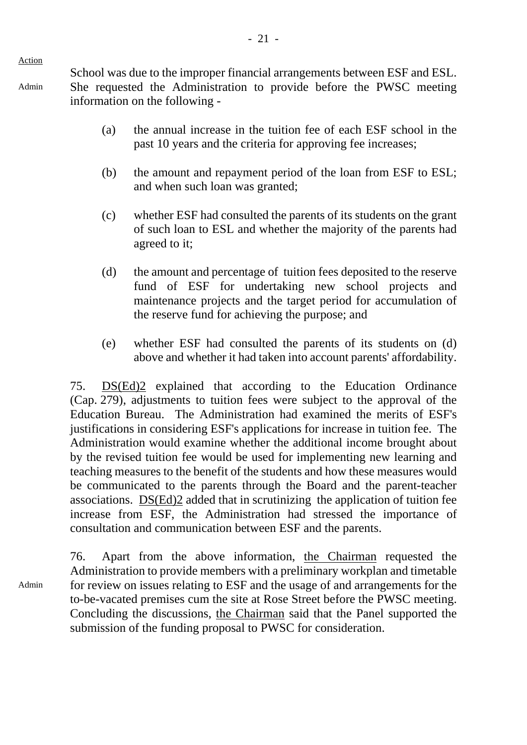Action

Admin

School was due to the improper financial arrangements between ESF and ESL. She requested the Administration to provide before the PWSC meeting information on the following -

(a) the annual increase in the tuition fee of each ESF school in the past 10 years and the criteria for approving fee increases;

(b) the amount and repayment period of the loan from ESF to ESL; and when such loan was granted;

(c) whether ESF had consulted the parents of its students on the grant of such loan to ESL and whether the majority of the parents had agreed to it;

(d) the amount and percentage of tuition fees deposited to the reserve fund of ESF for undertaking new school projects and maintenance projects and the target period for accumulation of the reserve fund for achieving the purpose; and

(e) whether ESF had consulted the parents of its students on (d) above and whether it had taken into account parents' affordability.

75. DS(Ed)2 explained that according to the Education Ordinance (Cap. 279), adjustments to tuition fees were subject to the approval of the Education Bureau. The Administration had examined the merits of ESF's justifications in considering ESF's applications for increase in tuition fee. The Administration would examine whether the additional income brought about by the revised tuition fee would be used for implementing new learning and teaching measures to the benefit of the students and how these measures would be communicated to the parents through the Board and the parent-teacher associations. DS(Ed)2 added that in scrutinizing the application of tuition fee increase from ESF, the Administration had stressed the importance of consultation and communication between ESF and the parents.

Admin

76. Apart from the above information, the Chairman requested the Administration to provide members with a preliminary workplan and timetable for review on issues relating to ESF and the usage of and arrangements for the to-be-vacated premises cum the site at Rose Street before the PWSC meeting. Concluding the discussions, the Chairman said that the Panel supported the submission of the funding proposal to PWSC for consideration.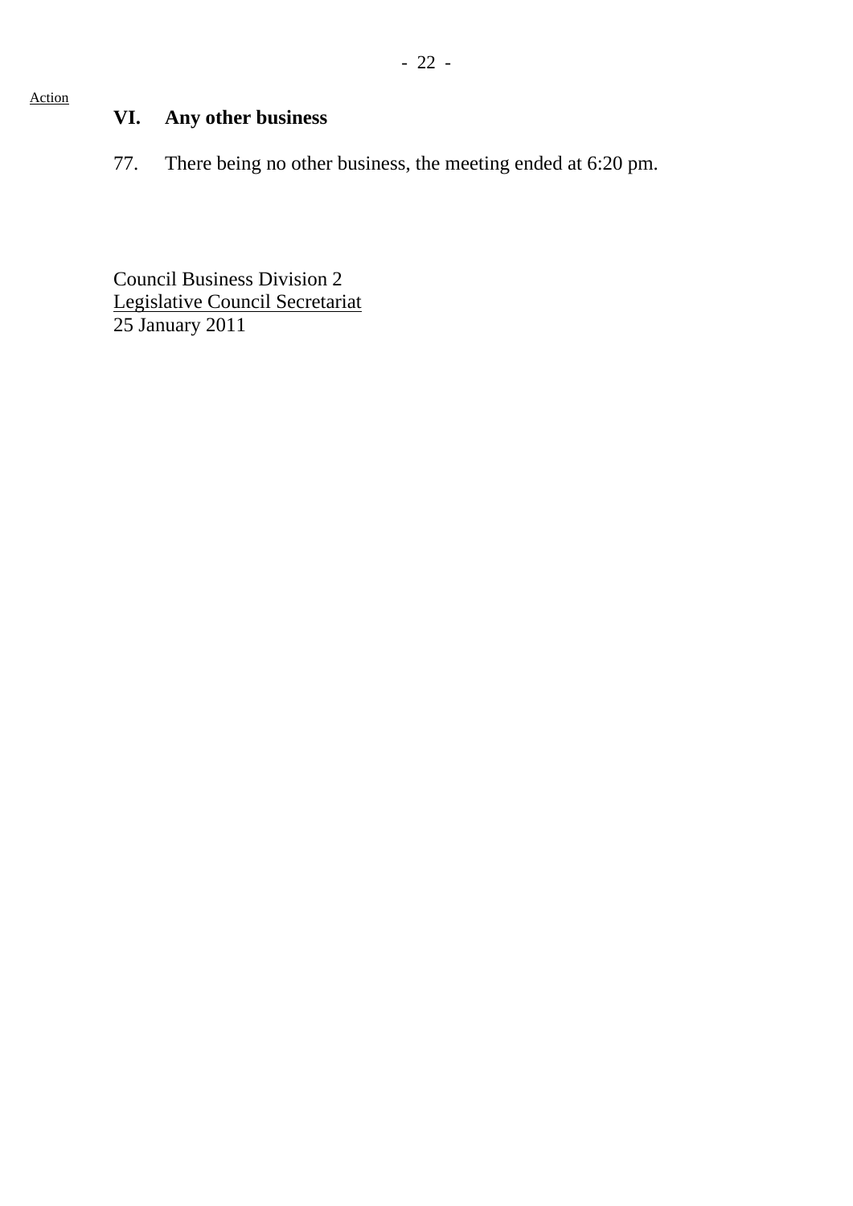Action

## VI. Any other business

77. There being no other business, the meeting ended at 6:20 pm.

Council Business Division 2
Legislative Council Secretariat
25 January 2011